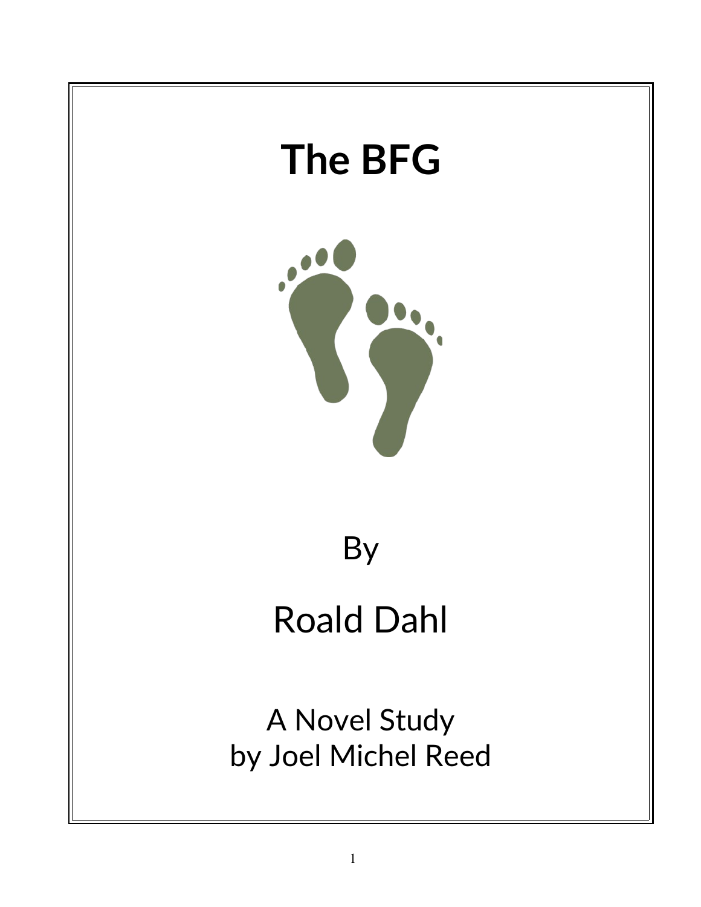# The BFG

By

Roald Dahl

A Novel Study
by Joel Michel Reed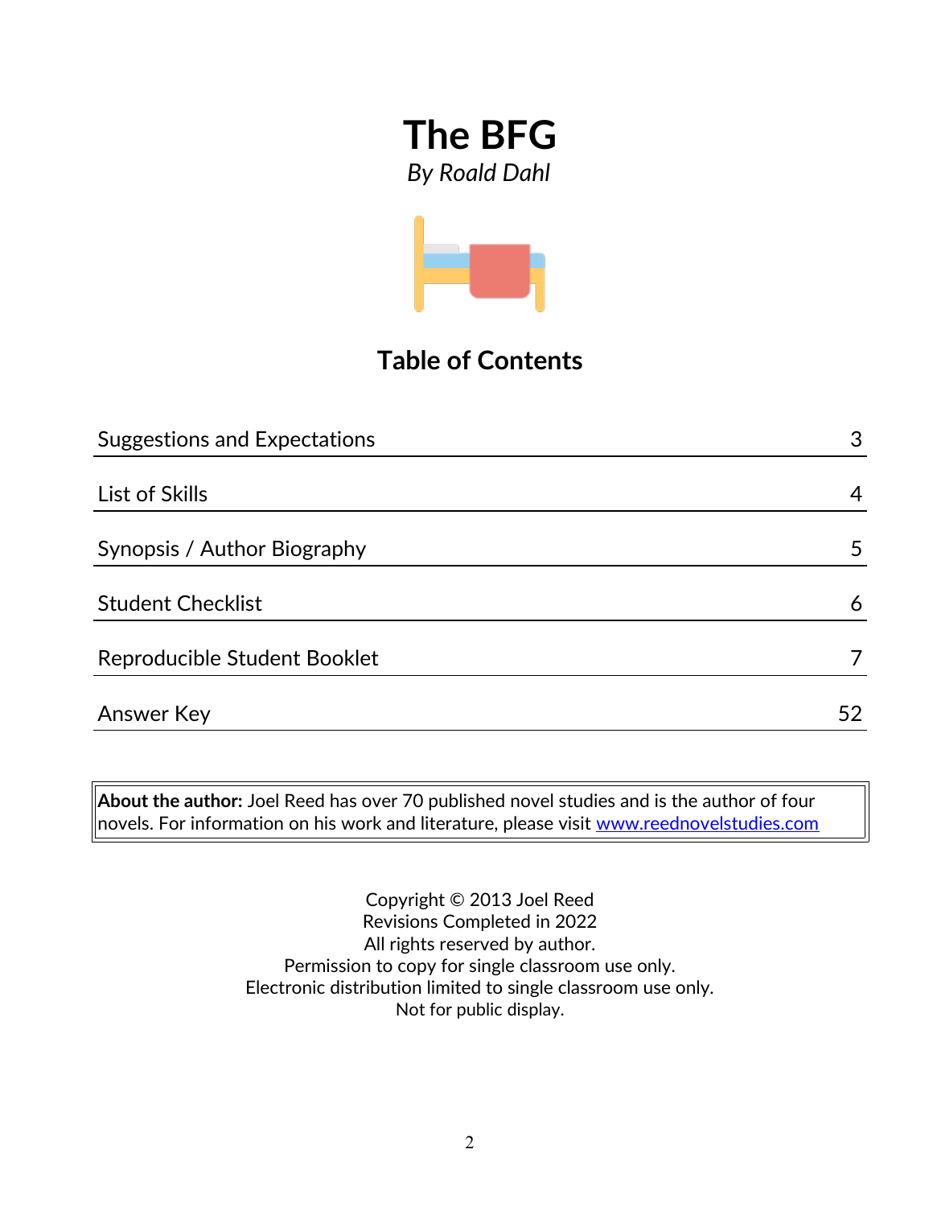# The BFG

*By Roald Dahl*

## Table of Contents

| | |
|---|---|
| Suggestions and Expectations | 3 |
| List of Skills | 4 |
| Synopsis / Author Biography | 5 |
| Student Checklist | 6 |
| Reproducible Student Booklet | 7 |
| Answer Key | 52 |

**About the author:** Joel Reed has over 70 published novel studies and is the author of four novels. For information on his work and literature, please visit www.reednovelstudies.com

Copyright © 2013 Joel Reed
Revisions Completed in 2022
All rights reserved by author.
Permission to copy for single classroom use only.
Electronic distribution limited to single classroom use only.
Not for public display.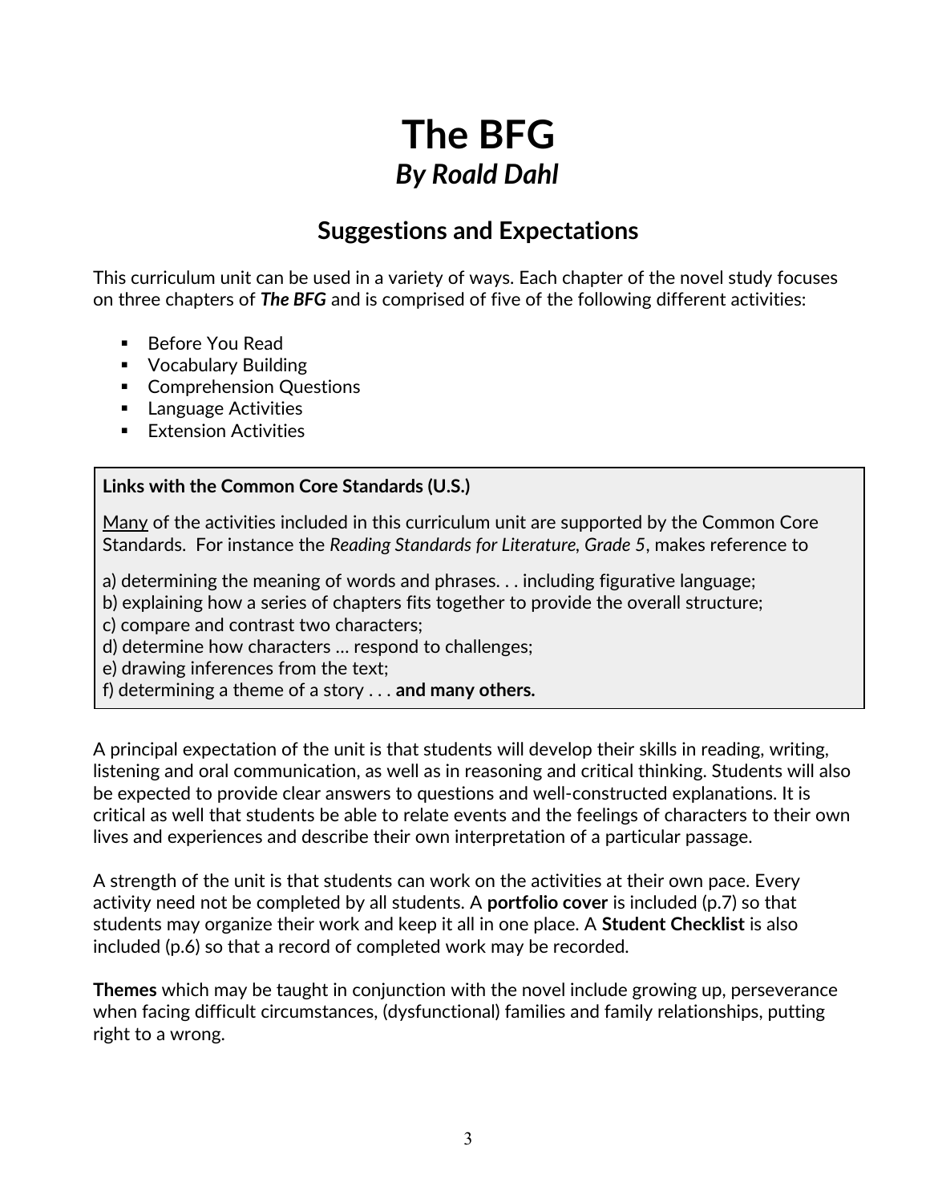# The BFG
## *By Roald Dahl*

### Suggestions and Expectations

This curriculum unit can be used in a variety of ways. Each chapter of the novel study focuses on three chapters of ***The BFG*** and is comprised of five of the following different activities:

- Before You Read
- Vocabulary Building
- Comprehension Questions
- Language Activities
- Extension Activities

**Links with the Common Core Standards (U.S.)**

<u>Many</u> of the activities included in this curriculum unit are supported by the Common Core Standards. For instance the *Reading Standards for Literature, Grade 5*, makes reference to

a) determining the meaning of words and phrases. . . including figurative language;
b) explaining how a series of chapters fits together to provide the overall structure;
c) compare and contrast two characters;
d) determine how characters … respond to challenges;
e) drawing inferences from the text;
f) determining a theme of a story . . . **and many others.**

A principal expectation of the unit is that students will develop their skills in reading, writing, listening and oral communication, as well as in reasoning and critical thinking. Students will also be expected to provide clear answers to questions and well-constructed explanations. It is critical as well that students be able to relate events and the feelings of characters to their own lives and experiences and describe their own interpretation of a particular passage.

A strength of the unit is that students can work on the activities at their own pace. Every activity need not be completed by all students. A **portfolio cover** is included (p.7) so that students may organize their work and keep it all in one place. A **Student Checklist** is also included (p.6) so that a record of completed work may be recorded.

**Themes** which may be taught in conjunction with the novel include growing up, perseverance when facing difficult circumstances, (dysfunctional) families and family relationships, putting right to a wrong.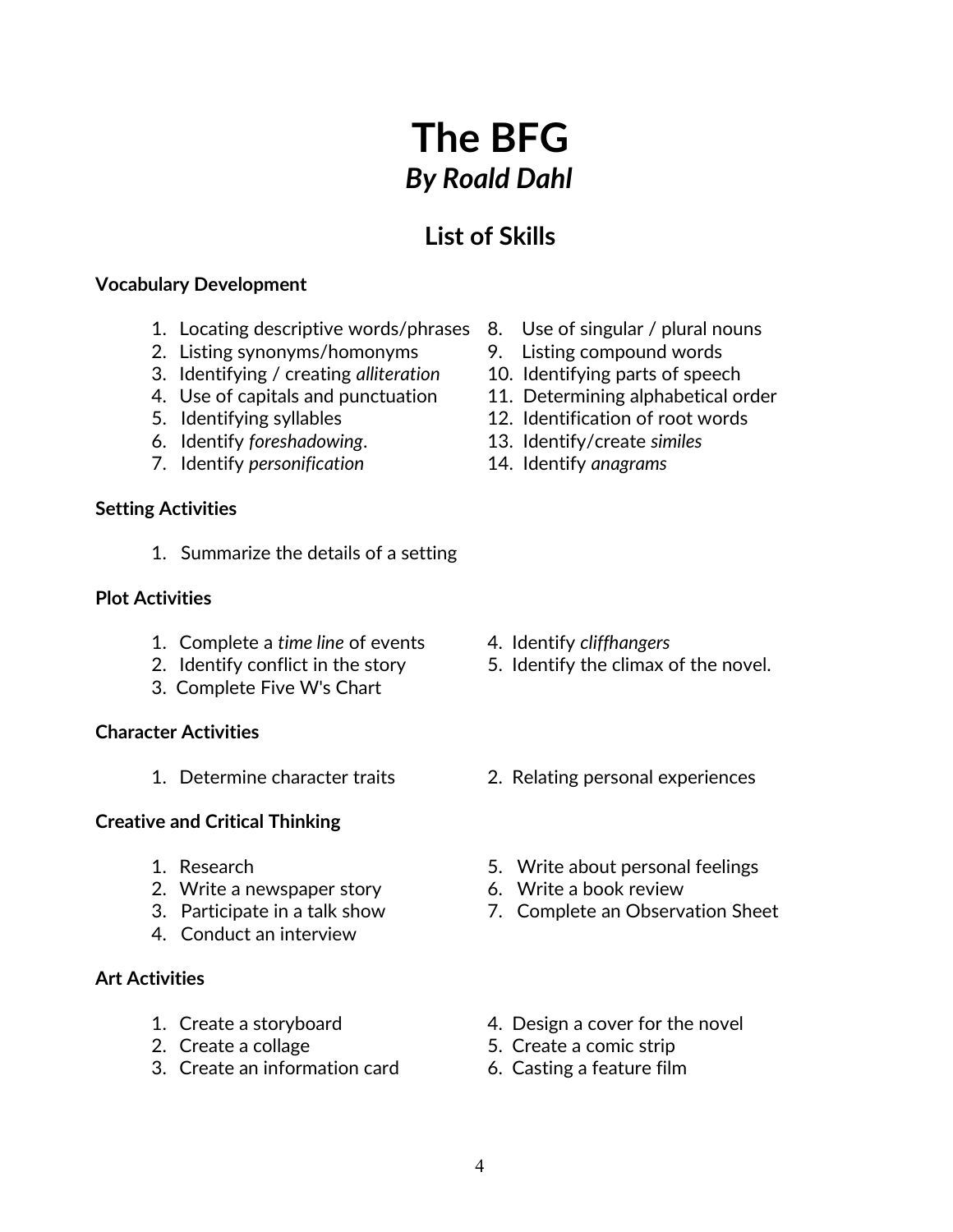# The BFG
## *By Roald Dahl*

## List of Skills

**Vocabulary Development**

1. Locating descriptive words/phrases
2. Listing synonyms/homonyms
3. Identifying / creating *alliteration*
4. Use of capitals and punctuation
5. Identifying syllables
6. Identify *foreshadowing*.
7. Identify *personification*
8. Use of singular / plural nouns
9. Listing compound words
10. Identifying parts of speech
11. Determining alphabetical order
12. Identification of root words
13. Identify/create *similes*
14. Identify *anagrams*

**Setting Activities**

1. Summarize the details of a setting

**Plot Activities**

1. Complete a *time line* of events
2. Identify conflict in the story
3. Complete Five W's Chart
4. Identify *cliffhangers*
5. Identify the climax of the novel.

**Character Activities**

1. Determine character traits
2. Relating personal experiences

**Creative and Critical Thinking**

1. Research
2. Write a newspaper story
3. Participate in a talk show
4. Conduct an interview
5. Write about personal feelings
6. Write a book review
7. Complete an Observation Sheet

**Art Activities**

1. Create a storyboard
2. Create a collage
3. Create an information card
4. Design a cover for the novel
5. Create a comic strip
6. Casting a feature film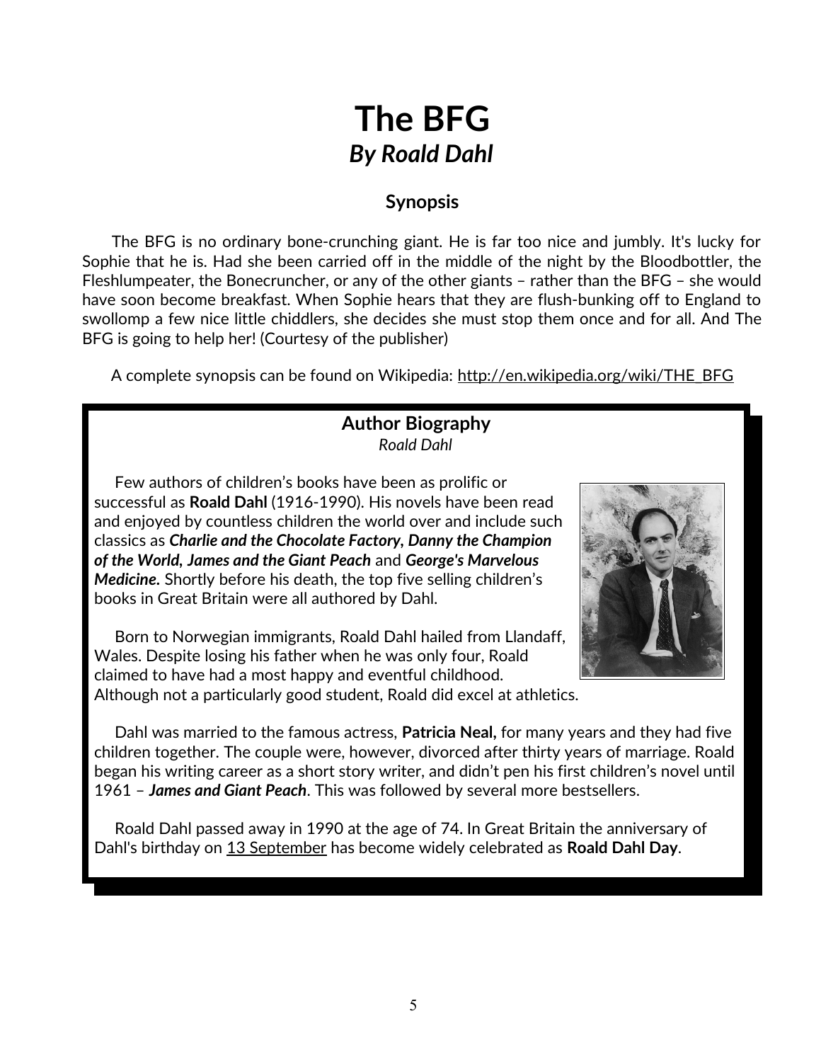# The BFG
## *By Roald Dahl*

### Synopsis

The BFG is no ordinary bone-crunching giant. He is far too nice and jumbly. It's lucky for Sophie that he is. Had she been carried off in the middle of the night by the Bloodbottler, the Fleshlumpeater, the Bonecruncher, or any of the other giants – rather than the BFG – she would have soon become breakfast. When Sophie hears that they are flush-bunking off to England to swollomp a few nice little chiddlers, she decides she must stop them once and for all. And The BFG is going to help her! (Courtesy of the publisher)

A complete synopsis can be found on Wikipedia: http://en.wikipedia.org/wiki/THE_BFG

### Author Biography
*Roald Dahl*

Few authors of children's books have been as prolific or successful as **Roald Dahl** (1916-1990). His novels have been read and enjoyed by countless children the world over and include such classics as ***Charlie and the Chocolate Factory, Danny the Champion of the World, James and the Giant Peach*** and ***George's Marvelous Medicine.*** Shortly before his death, the top five selling children's books in Great Britain were all authored by Dahl.

Born to Norwegian immigrants, Roald Dahl hailed from Llandaff, Wales. Despite losing his father when he was only four, Roald claimed to have had a most happy and eventful childhood. Although not a particularly good student, Roald did excel at athletics.

Dahl was married to the famous actress, **Patricia Neal,** for many years and they had five children together. The couple were, however, divorced after thirty years of marriage. Roald began his writing career as a short story writer, and didn't pen his first children's novel until 1961 – ***James and Giant Peach***. This was followed by several more bestsellers.

Roald Dahl passed away in 1990 at the age of 74. In Great Britain the anniversary of Dahl's birthday on 13 September has become widely celebrated as **Roald Dahl Day**.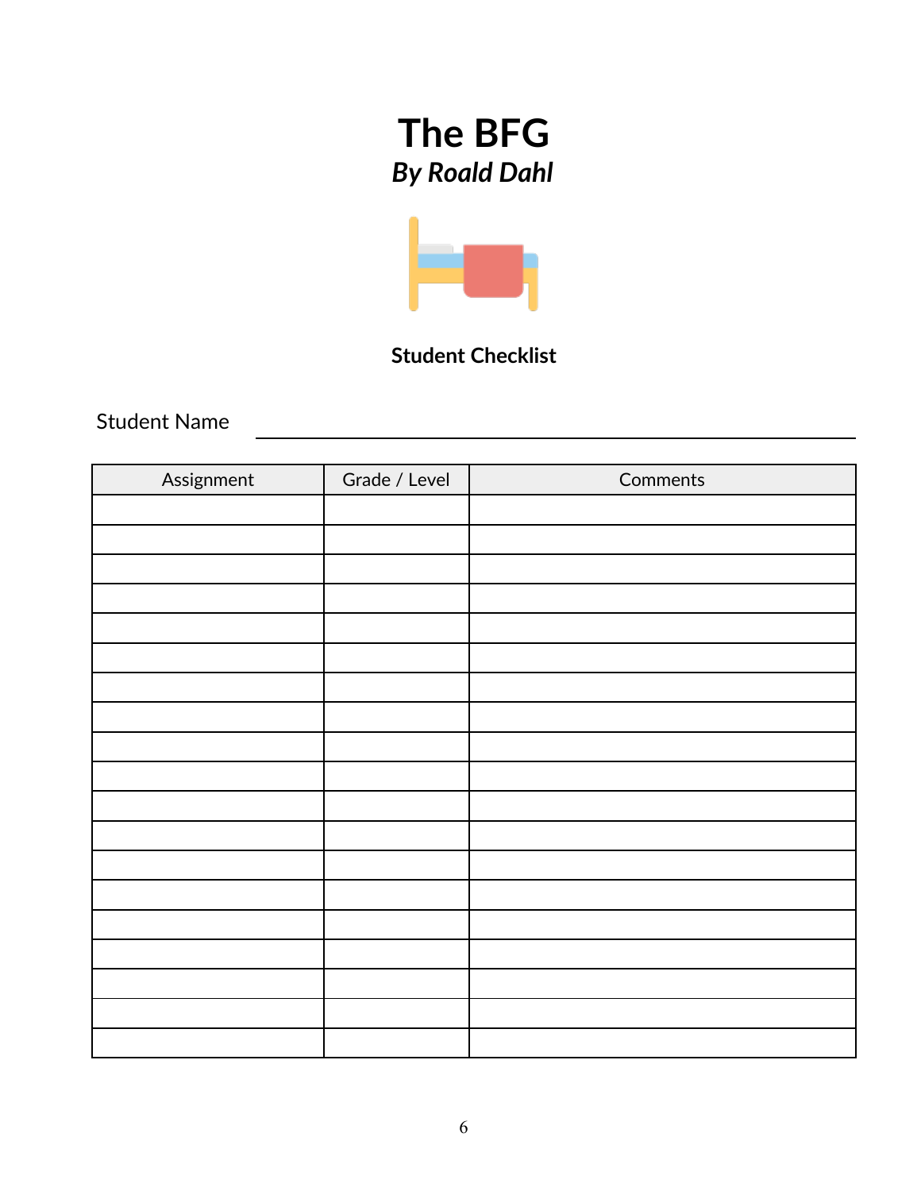# The BFG

## *By Roald Dahl*

**Student Checklist**

Student Name ______________________________

| Assignment | Grade / Level | Comments |
|---|---|---|
| | | |
| | | |
| | | |
| | | |
| | | |
| | | |
| | | |
| | | |
| | | |
| | | |
| | | |
| | | |
| | | |
| | | |
| | | |
| | | |
| | | |
| | | |
| | | |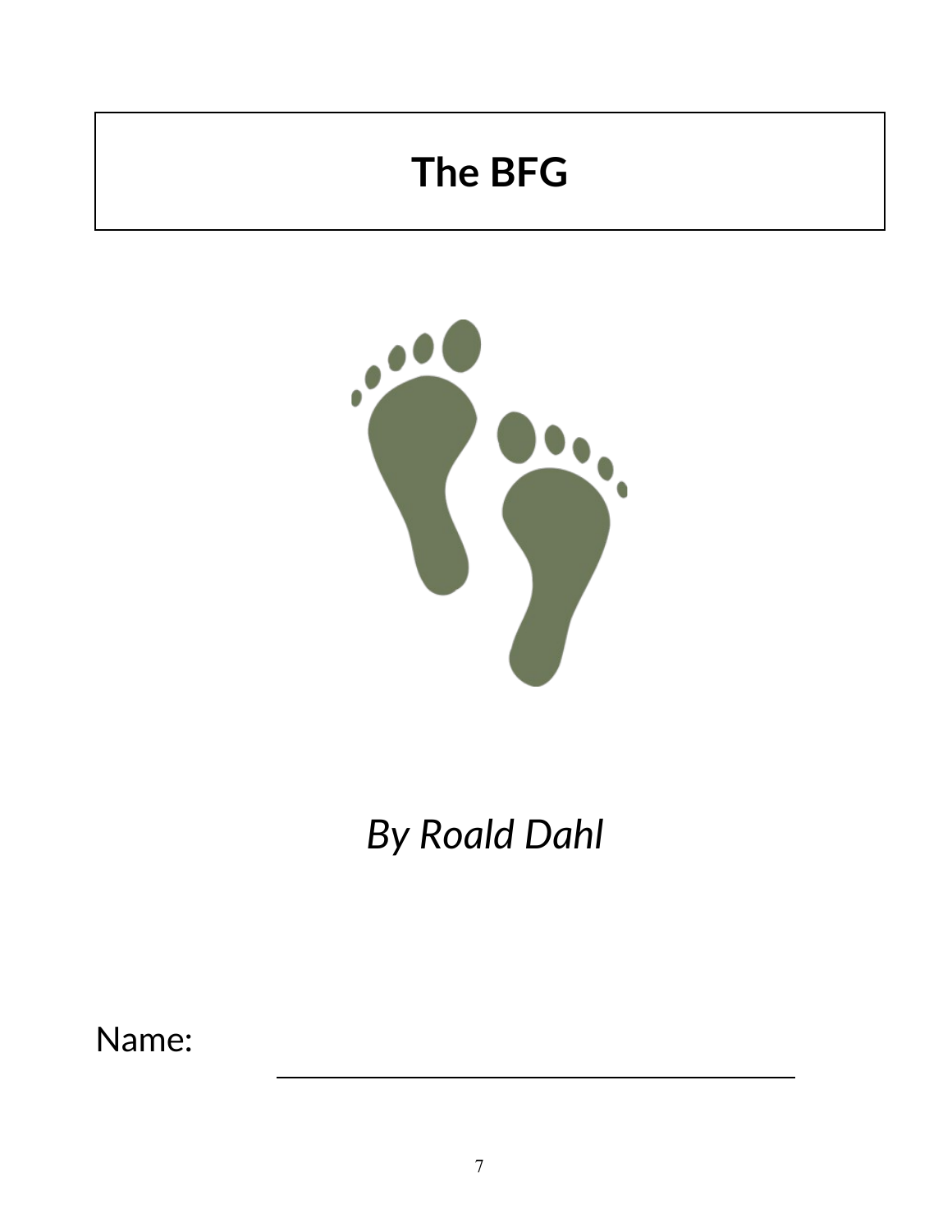# The BFG

*By Roald Dahl*

Name: ____________________________________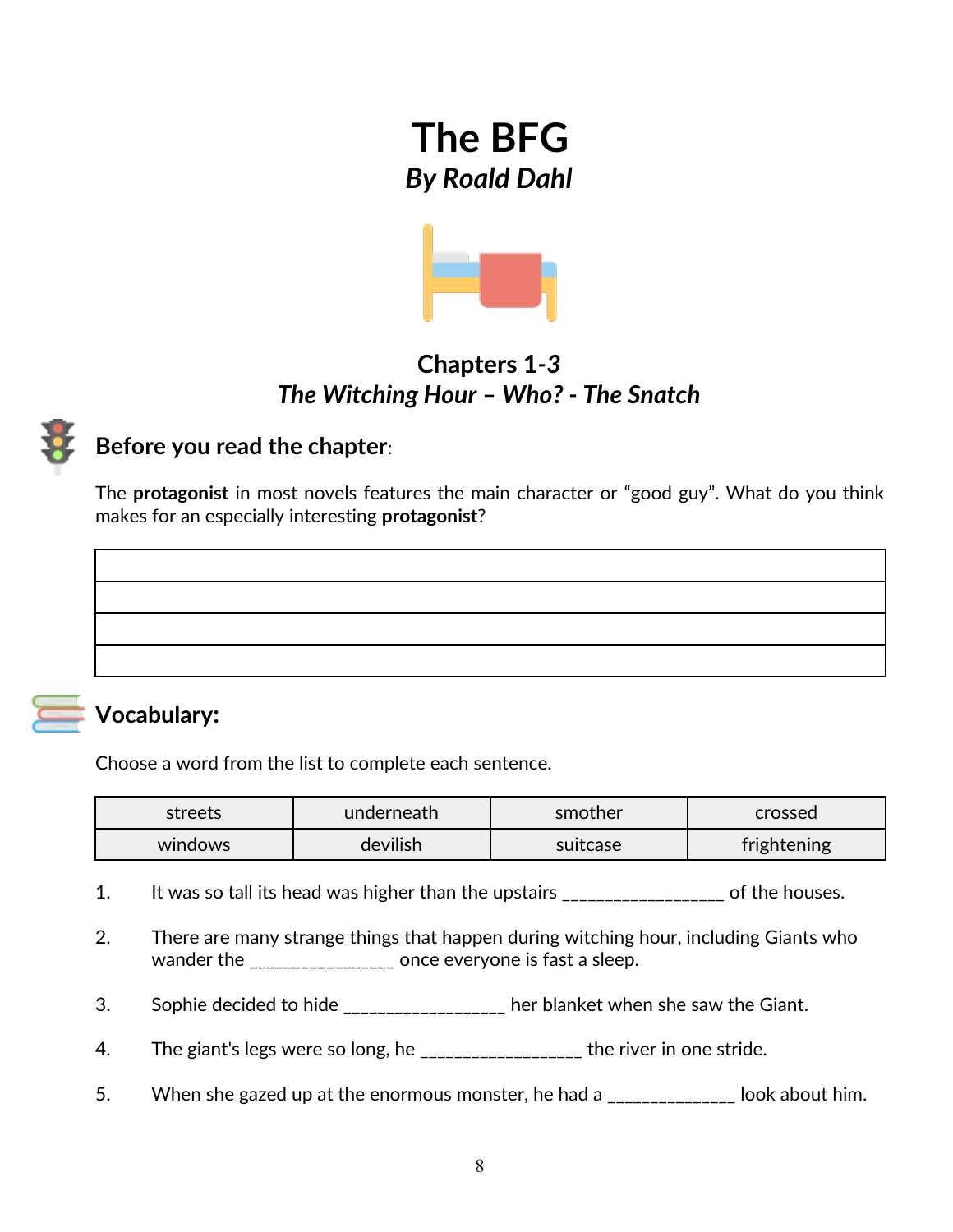# The BFG

***By Roald Dahl***

## Chapters 1-*3*

## *The Witching Hour – Who? - The Snatch*

## Before you read the chapter:

The **protagonist** in most novels features the main character or "good guy". What do you think makes for an especially interesting **protagonist**?

| |
|---|
| |
| |
| |
| |

## Vocabulary:

Choose a word from the list to complete each sentence.

| streets | underneath | smother | crossed |
|---|---|---|---|
| windows | devilish | suitcase | frightening |

1. It was so tall its head was higher than the upstairs _________________ of the houses.

2. There are many strange things that happen during witching hour, including Giants who wander the _______________ once everyone is fast a sleep.

3. Sophie decided to hide _________________ her blanket when she saw the Giant.

4. The giant's legs were so long, he _________________ the river in one stride.

5. When she gazed up at the enormous monster, he had a ______________ look about him.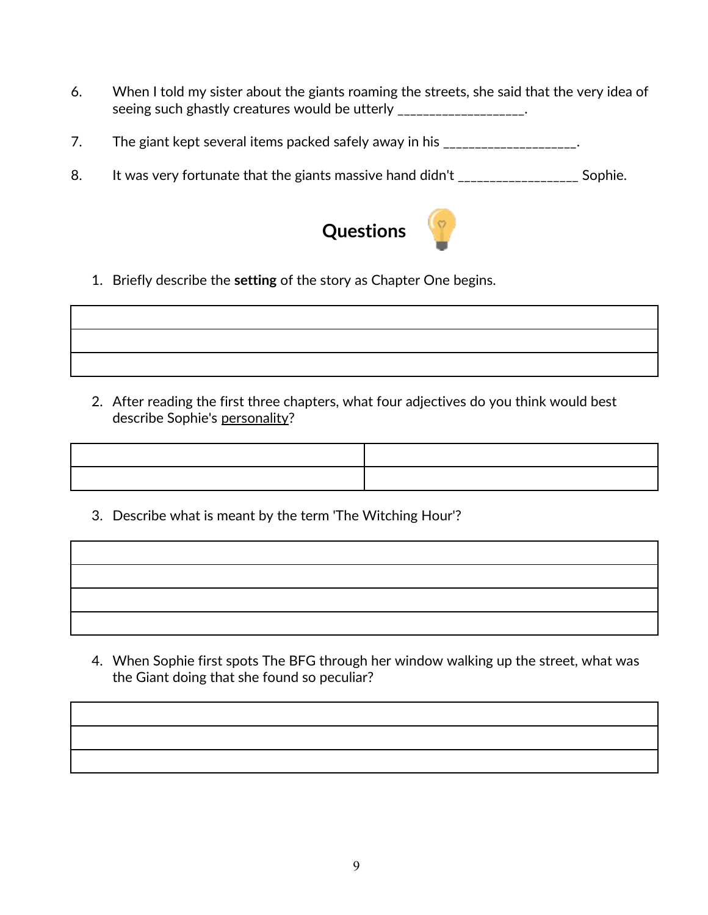6. When I told my sister about the giants roaming the streets, she said that the very idea of seeing such ghastly creatures would be utterly ___________________.

7. The giant kept several items packed safely away in his ___________________.

8. It was very fortunate that the giants massive hand didn't _________________ Sophie.

## Questions

1. Briefly describe the **setting** of the story as Chapter One begins.

| |
|---|
| |
| |
| |

2. After reading the first three chapters, what four adjectives do you think would best describe Sophie's <u>personality</u>?

| | |
|---|---|
| | |
| | |

3. Describe what is meant by the term 'The Witching Hour'?

| |
|---|
| |
| |
| |
| |

4. When Sophie first spots The BFG through her window walking up the street, what was the Giant doing that she found so peculiar?

| |
|---|
| |
| |
| |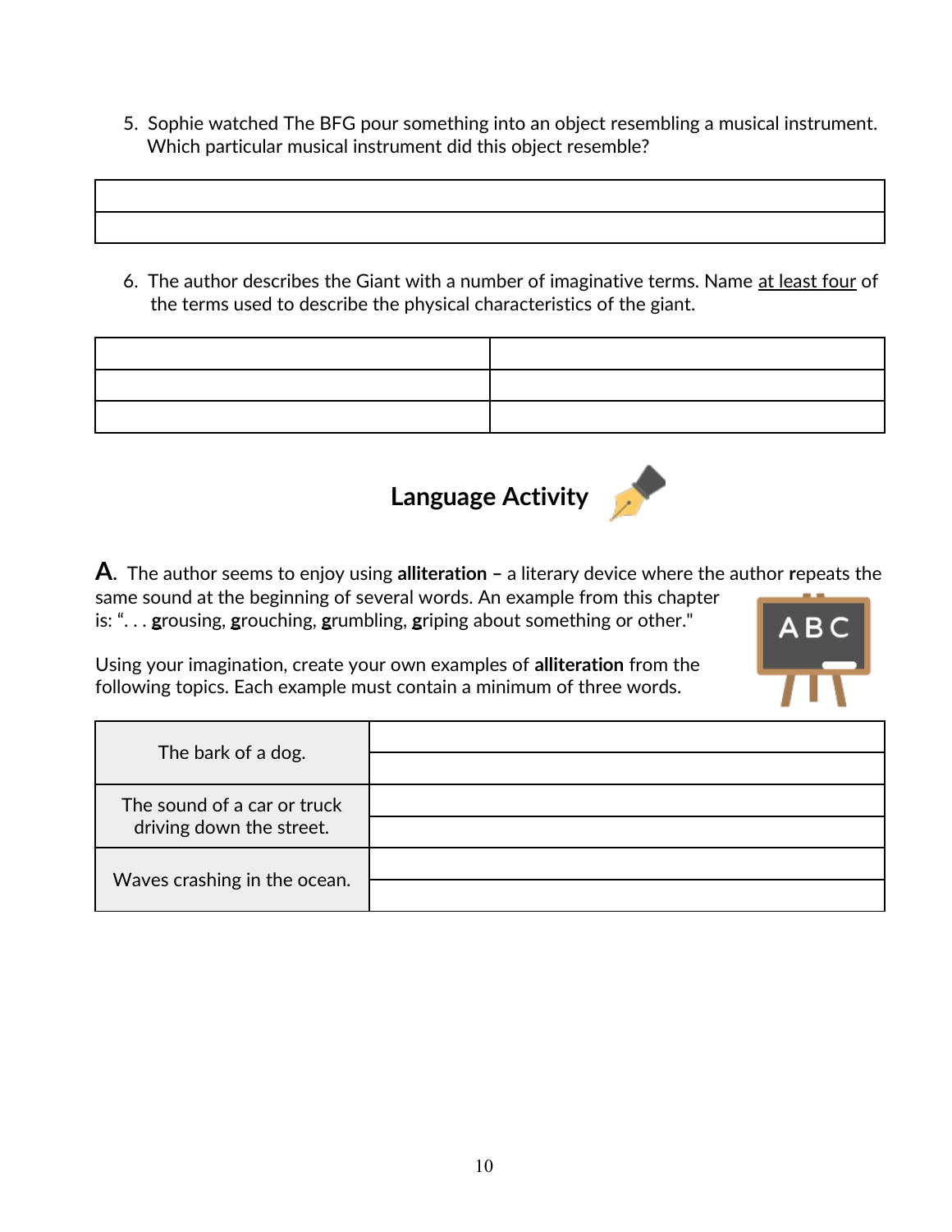5. Sophie watched The BFG pour something into an object resembling a musical instrument. Which particular musical instrument did this object resemble?

| |
|---|
| |
| |

6. The author describes the Giant with a number of imaginative terms. Name at least four of the terms used to describe the physical characteristics of the giant.

| | |
|---|---|
| | |
| | |
| | |

## Language Activity

**A.** The author seems to enjoy using **alliteration –** a literary device where the author **r**epeats the same sound at the beginning of several words. An example from this chapter is: ". . . **g**rousing, **g**rouching, **g**rumbling, **g**riping about something or other."

Using your imagination, create your own examples of **alliteration** from the following topics. Each example must contain a minimum of three words.

| | |
|---|---|
| The bark of a dog. | |
| | |
| The sound of a car or truck driving down the street. | |
| | |
| Waves crashing in the ocean. | |
| | |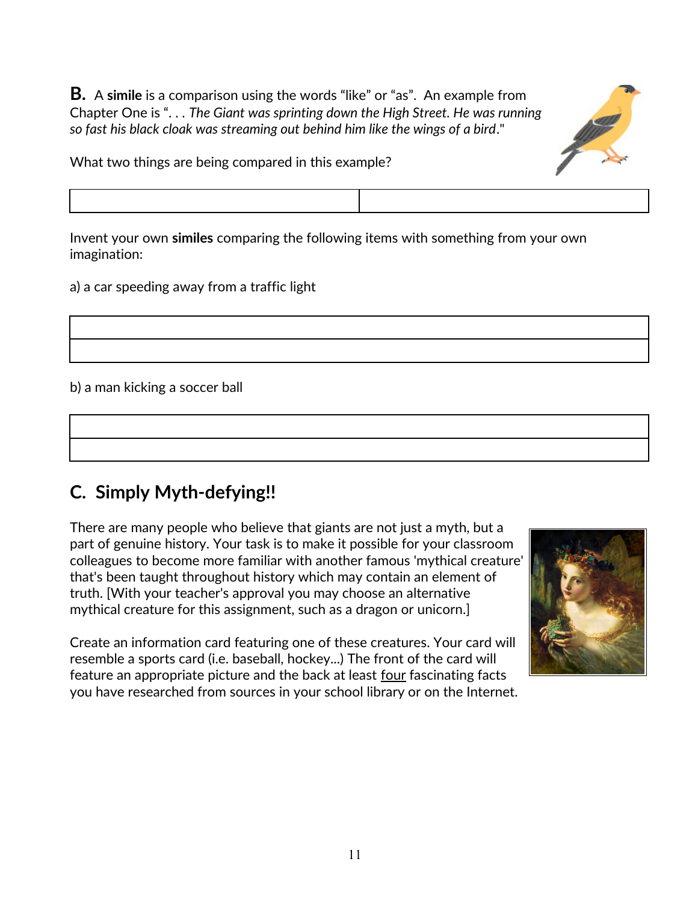**B.** A **simile** is a comparison using the words "like" or "as". An example from Chapter One is ". . . *The Giant was sprinting down the High Street. He was running so fast his black cloak was streaming out behind him like the wings of a bird*."

What two things are being compared in this example?

| | |
|---|---|
| | |

Invent your own **similes** comparing the following items with something from your own imagination:

a) a car speeding away from a traffic light

| |
|---|
| |
| |

b) a man kicking a soccer ball

| |
|---|
| |
| |

## C. Simply Myth-defying!!

There are many people who believe that giants are not just a myth, but a part of genuine history. Your task is to make it possible for your classroom colleagues to become more familiar with another famous 'mythical creature' that's been taught throughout history which may contain an element of truth. [With your teacher's approval you may choose an alternative mythical creature for this assignment, such as a dragon or unicorn.]

Create an information card featuring one of these creatures. Your card will resemble a sports card (i.e. baseball, hockey...) The front of the card will feature an appropriate picture and the back at least <u>four</u> fascinating facts you have researched from sources in your school library or on the Internet.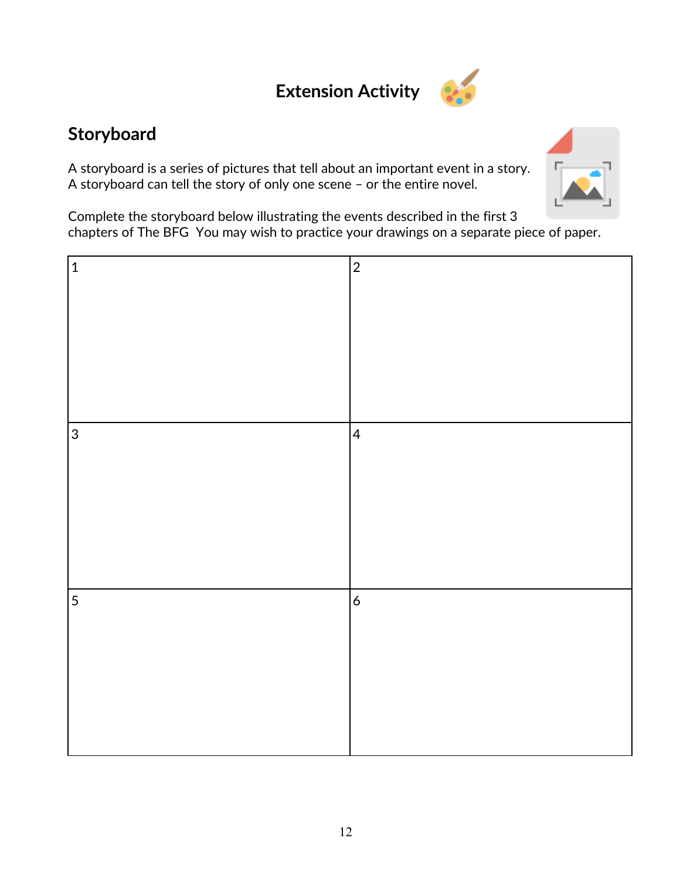# Extension Activity

## Storyboard

A storyboard is a series of pictures that tell about an important event in a story. A storyboard can tell the story of only one scene – or the entire novel.

Complete the storyboard below illustrating the events described in the first 3 chapters of The BFG  You may wish to practice your drawings on a separate piece of paper.

| | |
|---|---|
| 1 | 2 |
| 3 | 4 |
| 5 | 6 |